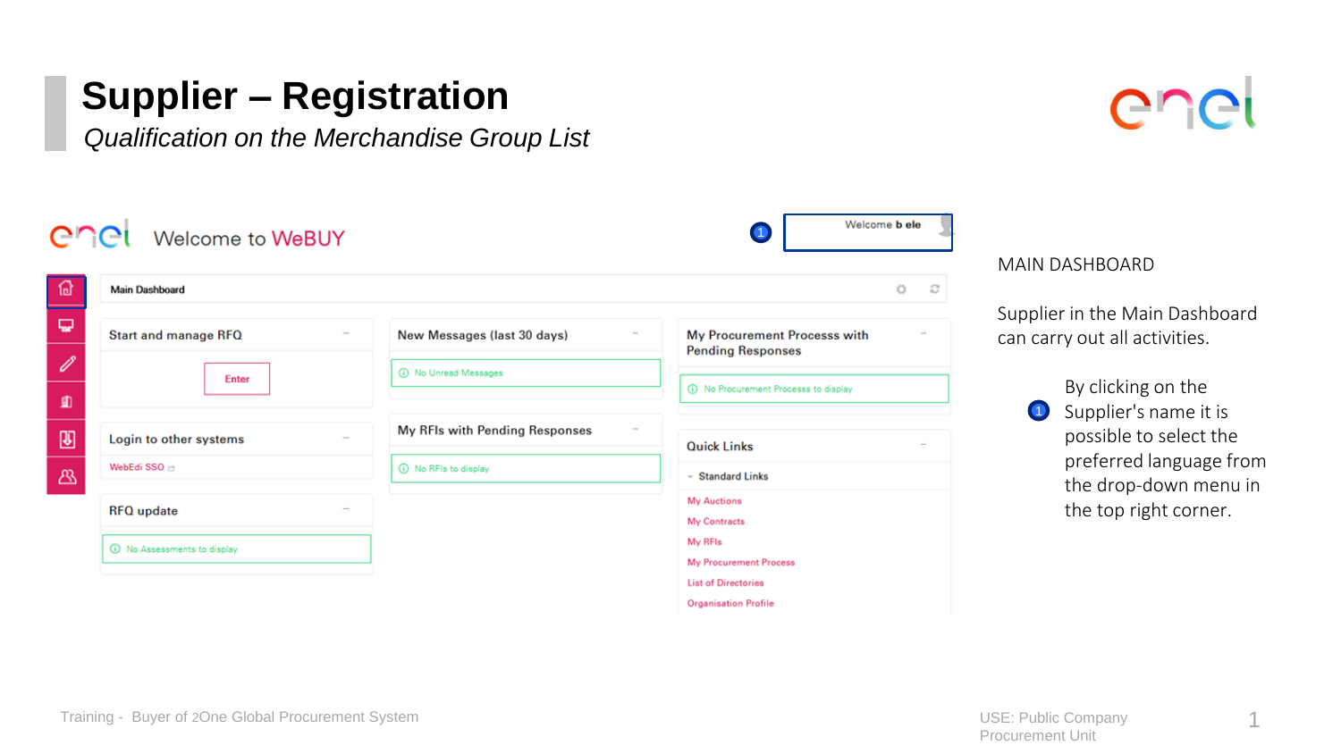# Supplier – Registration

*Qualification on the Merchandise Group List*

Welcome to WeBUY

1 Welcome b ele

Main Dashboard

**Start and manage RFQ**

Enter

**Login to other systems**

WebEdi SSO

**RFQ update**

No Assessments to display

**New Messages (last 30 days)**

No Unread Messages

**My RFIs with Pending Responses**

No RFIs to display

**My Procurement Processs with Pending Responses**

No Procurement Process to display

**Quick Links**

Standard Links

- My Auctions
- My Contracts
- My RFIs
- My Procurement Process
- List of Directories
- Organisation Profile

MAIN DASHBOARD

Supplier in the Main Dashboard can carry out all activities.

1 By clicking on the Supplier's name it is possible to select the preferred language from the drop-down menu in the top right corner.

Training - Buyer of 2One Global Procurement System

USE: Public Company
Procurement Unit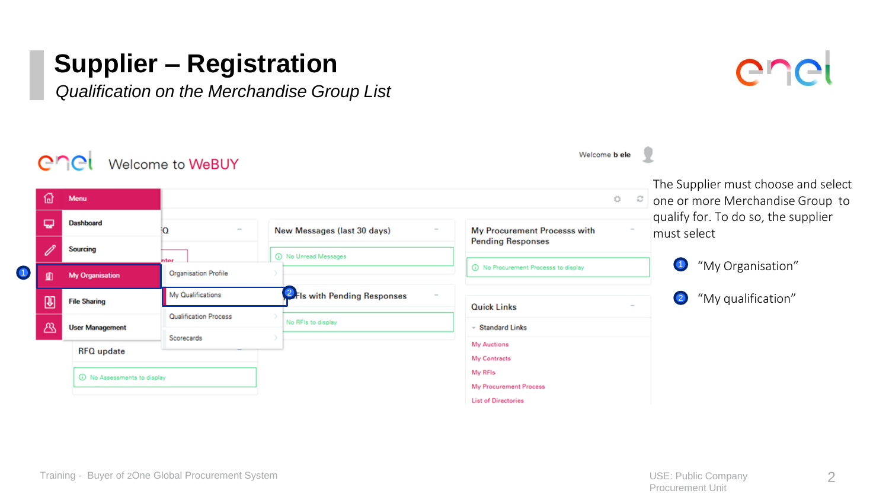# Supplier – Registration

*Qualification on the Merchandise Group List*

The Supplier must choose and select one or more Merchandise Group to qualify for. To do so, the supplier must select

1. "My Organisation"
2. "My qualification"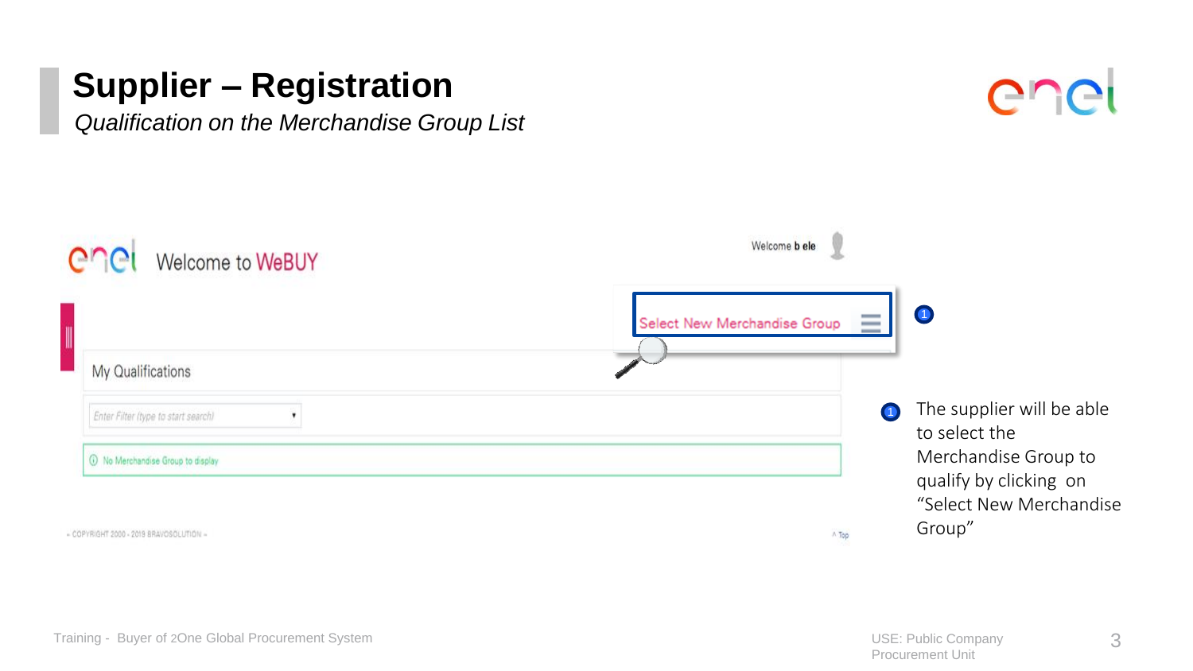# Supplier – Registration

*Qualification on the Merchandise Group List*

Welcome to WeBUY

Welcome b ele

Select New Merchandise Group

My Qualifications

Enter Filter (type to start search)

No Merchandise Group to display

- COPYRIGHT 2000 - 2019 BRAVOSOLUTION -

^ Top

1 The supplier will be able to select the Merchandise Group to qualify by clicking on "Select New Merchandise Group"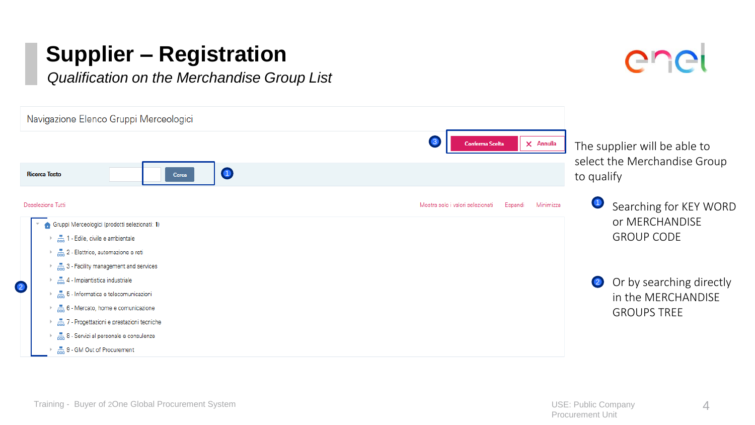# Supplier – Registration

*Qualification on the Merchandise Group List*

Navigazione Elenco Gruppi Merceologici

③ Conferma Scelta | Annulla

Ricerca Testo | Cerca ①

Deseleziona Tutti | Mostra solo i valori selezionati | Espandi | Minimizza

② Gruppi Merceologici (prodotti selezionati: **1**)

- 1 - Edile, civile e ambientale
- 2 - Elettrico, automazione e reti
- 3 - Facility management and services
- 4 - Impiantistica industriale
- 5 - Informatica e telecomunicazioni
- 6 - Mercato, home e comunicazione
- 7 - Progettazioni e prestazioni tecniche
- 8 - Servizi al personale e consulenze
- 9 - GM Out of Procurement

The supplier will be able to select the Merchandise Group to qualify

1. Searching for KEY WORD or MERCHANDISE GROUP CODE
2. Or by searching directly in the MERCHANDISE GROUPS TREE

Training - Buyer of 2One Global Procurement System

USE: Public Company
Procurement Unit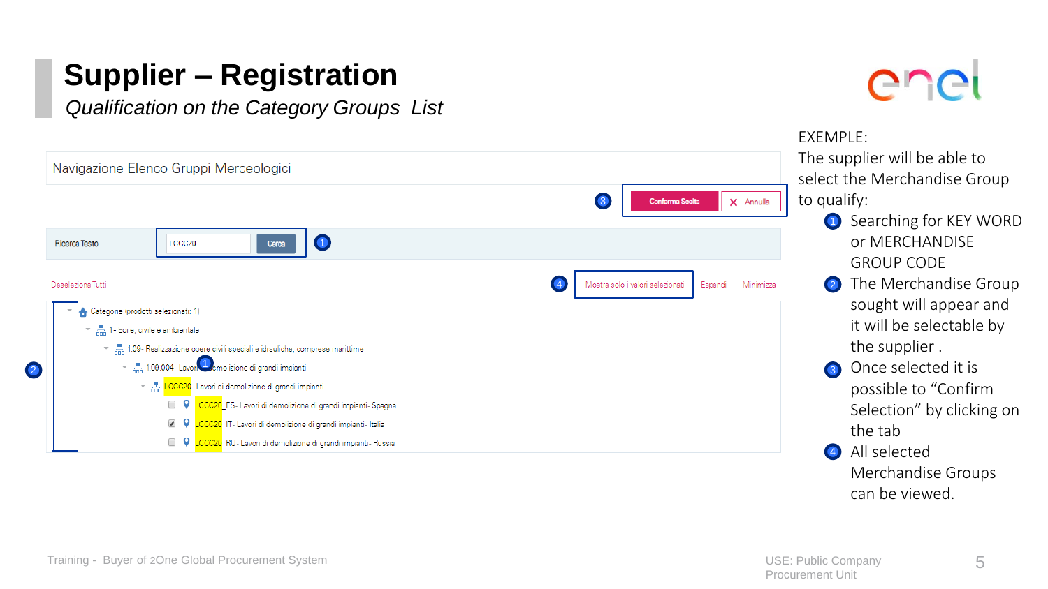# Supplier – Registration

*Qualification on the Category Groups List*

Navigazione Elenco Gruppi Merceologici

③ Conferma Scelta | ✕ Annulla

Ricerca Testo | LCCC20 | Cerca ①

Deseleziona Tutti

④ Mostra solo i valori selezionati | Espandi | Minimizza

②
- Categorie (prodotti selezionati: 1)
  - 1 - Edile, civile e ambientale
    - 1.09 - Realizzazione opere civili speciali e idrauliche, comprese marittime
      - 1.09.004 - Lavori di demolizione di grandi impianti
        - LCCC20 - Lavori di demolizione di grandi impianti
          - [ ] LCCC20_ES - Lavori di demolizione di grandi impianti - Spagna
          - [x] LCCC20_IT - Lavori di demolizione di grandi impianti - Italia
          - [ ] LCCC20_RU - Lavori di demolizione di grandi impianti - Russia

EXEMPLE:
The supplier will be able to select the Merchandise Group to qualify:

1. Searching for KEY WORD or MERCHANDISE GROUP CODE
2. The Merchandise Group sought will appear and it will be selectable by the supplier .
3. Once selected it is possible to "Confirm Selection" by clicking on the tab
4. All selected Merchandise Groups can be viewed.

Training - Buyer of 2One Global Procurement System

USE: Public Company Procurement Unit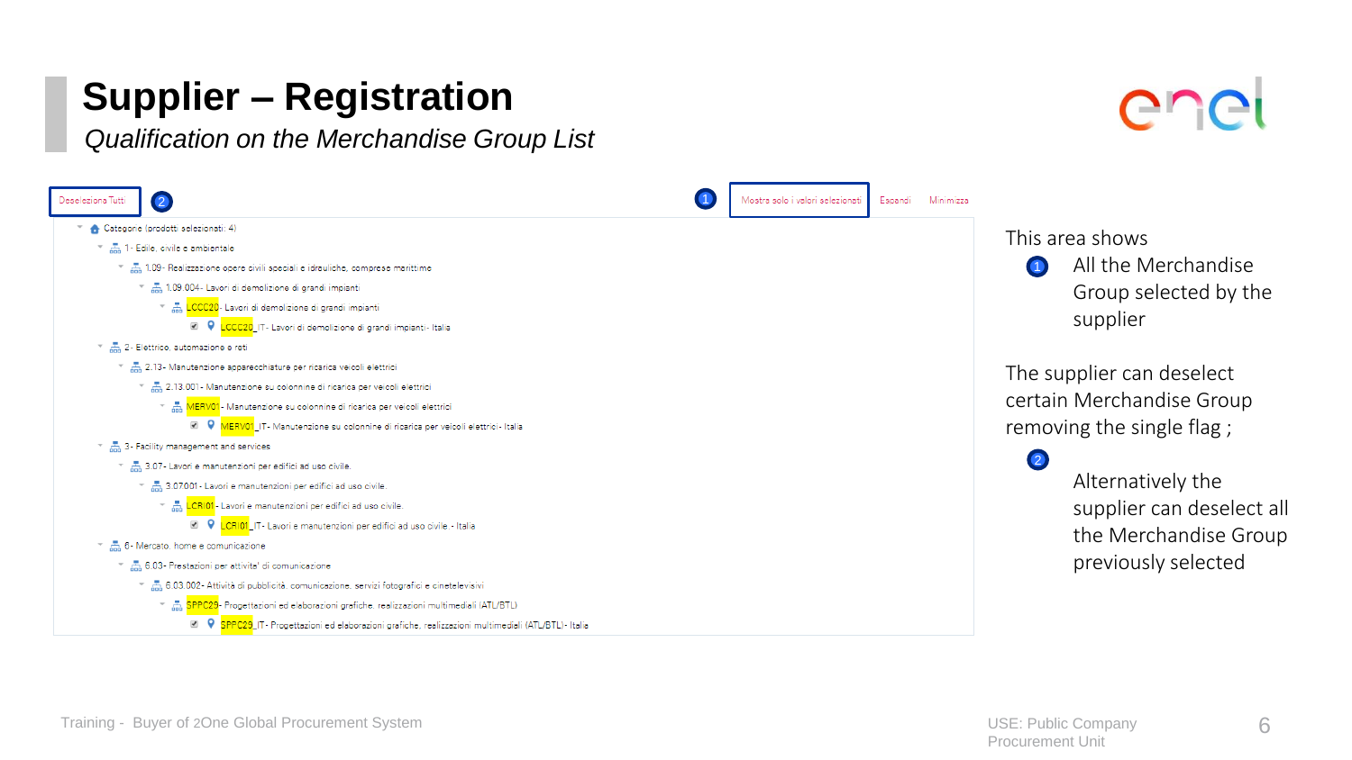# Supplier – Registration

*Qualification on the Merchandise Group List*

Deseleziona Tutti ②

① Mostra solo i valori selezionati | Espandi | Minimizza

- Categorie (prodotti selezionati: 4)
  - 1 - Edile, civile e ambientale
    - 1.09 - Realizzazione opere civili speciali e idrauliche, comprese marittime
      - 1.09.004 - Lavori di demolizione di grandi impianti
        - LCCC20 - Lavori di demolizione di grandi impianti
          - ☑ LCCC20_IT - Lavori di demolizione di grandi impianti - Italia
  - 2 - Elettrico, automazione e reti
    - 2.13 - Manutenzione apparecchiature per ricarica veicoli elettrici
      - 2.13.001 - Manutenzione su colonnine di ricarica per veicoli elettrici
        - MERV01 - Manutenzione su colonnine di ricarica per veicoli elettrici
          - ☑ MERV01_IT - Manutenzione su colonnine di ricarica per veicoli elettrici - Italia
  - 3 - Facility management and services
    - 3.07 - Lavori e manutenzioni per edifici ad uso civile
      - 3.07.001 - Lavori e manutenzioni per edifici ad uso civile
        - LCRI01 - Lavori e manutenzioni per edifici ad uso civile
          - ☑ LCRI01_IT - Lavori e manutenzioni per edifici ad uso civile - Italia
  - 6 - Mercato, home e comunicazione
    - 6.03 - Prestazioni per attivita' di comunicazione
      - 6.03.002 - Attività di pubblicità, comunicazione, servizi fotografici e cinetelevisivi
        - SPPC29 - Progettazioni ed elaborazioni grafiche, realizzazioni multimediali (ATL/BTL)
          - ☑ SPPC29_IT - Progettazioni ed elaborazioni grafiche, realizzazioni multimediali (ATL/BTL) - Italia

This area shows

① All the Merchandise Group selected by the supplier

The supplier can deselect certain Merchandise Group removing the single flag ;

② Alternatively the supplier can deselect all the Merchandise Group previously selected

Training - Buyer of 2One Global Procurement System

USE: Public Company
Procurement Unit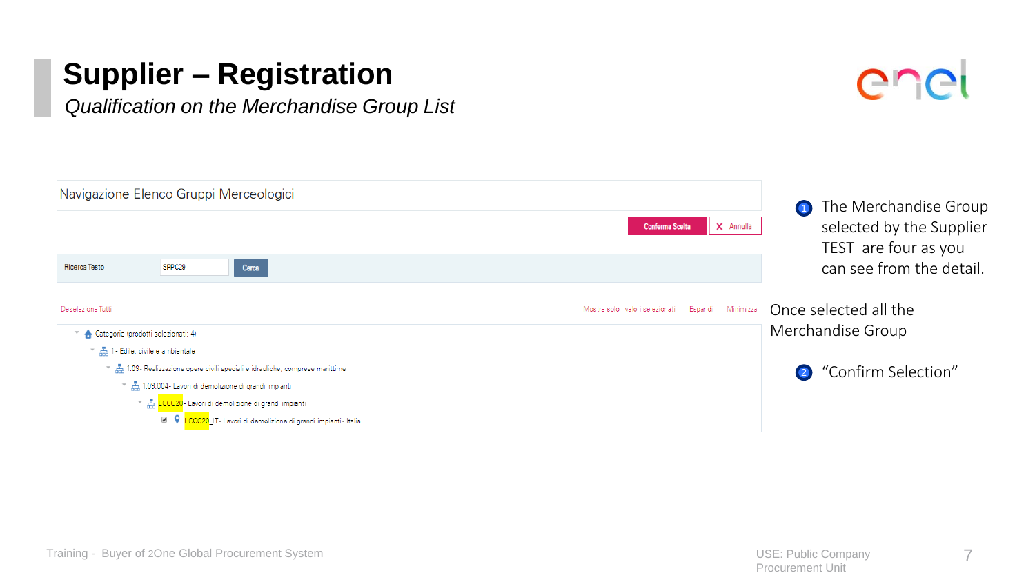# Supplier – Registration

*Qualification on the Merchandise Group List*

Navigazione Elenco Gruppi Merceologici

Conferma Scelta | Annulla

Ricerca Testo SPPC29 Cerca

Deseleziona Tutti

Mostra solo i valori selezionati | Espandi | Minimizza

- Categorie (prodotti selezionati: 4)
  - 1 - Edile, civile e ambientale
    - 1.09- Realizzazione opere civili speciali e idrauliche, comprese marittime
      - 1.09.004- Lavori di demolizione di grandi impianti
        - LCCC20 - Lavori di demolizione di grandi impianti
          - LCCC20_IT - Lavori di demolizione di grandi impianti - Italia

1. The Merchandise Group selected by the Supplier TEST are four as you can see from the detail.

Once selected all the Merchandise Group

2. "Confirm Selection"

Training - Buyer of 2One Global Procurement System

USE: Public Company Procurement Unit